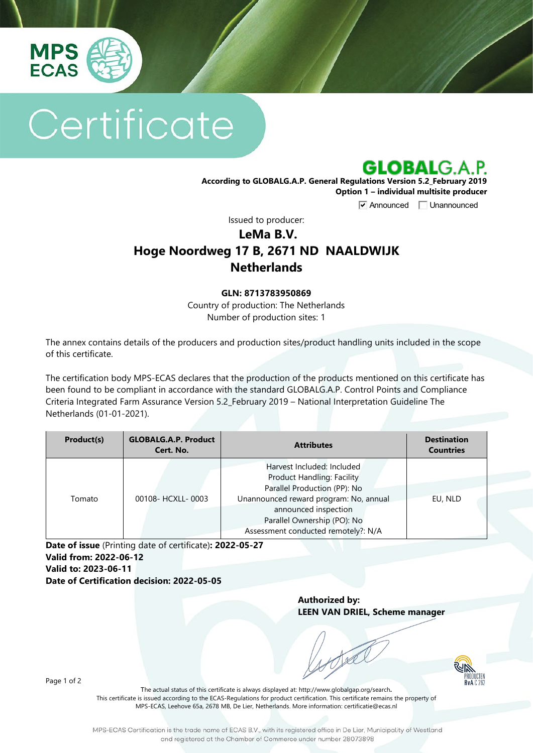MPS ECAS

# Certificate

## GLOBALG.A.P.

**According to GLOBALG.A.P. General Regulations Version 5.2_February 2019**
**Option 1 – individual multisite producer**

☑ Announced ☐ Unannounced

Issued to producer:

## LeMa B.V.
## Hoge Noordweg 17 B, 2671 ND NAALDWIJK
## Netherlands

**GLN: 8713783950869**
Country of production: The Netherlands
Number of production sites: 1

The annex contains details of the producers and production sites/product handling units included in the scope of this certificate.

The certification body MPS-ECAS declares that the production of the products mentioned on this certificate has been found to be compliant in accordance with the standard GLOBALG.A.P. Control Points and Compliance Criteria Integrated Farm Assurance Version 5.2_February 2019 – National Interpretation Guideline The Netherlands (01-01-2021).

| Product(s) | GLOBALG.A.P. Product Cert. No. | Attributes | Destination Countries |
|---|---|---|---|
| Tomato | 00108- HCXLL- 0003 | Harvest Included: Included<br>Product Handling: Facility<br>Parallel Production (PP): No<br>Unannounced reward program: No, annual announced inspection<br>Parallel Ownership (PO): No<br>Assessment conducted remotely?: N/A | EU, NLD |

**Date of issue** (Printing date of certificate)**: 2022-05-27**
**Valid from: 2022-06-12**
**Valid to: 2023-06-11**
**Date of Certification decision: 2022-05-05**

**Authorized by:**
**LEEN VAN DRIEL, Scheme manager**

The actual status of this certificate is always displayed at: http://www.globalgap.org/search**.**
This certificate is issued according to the ECAS-Regulations for product certification. This certificate remains the property of MPS-ECAS, Leehove 65a, 2678 MB, De Lier, Netherlands. More information: certificatie@ecas.nl

MPS-ECAS Certification is the trade name of ECAS B.V., with its registered office in De Lier, Municipality of Westland and registered at the Chamber of Commerce under number 28073898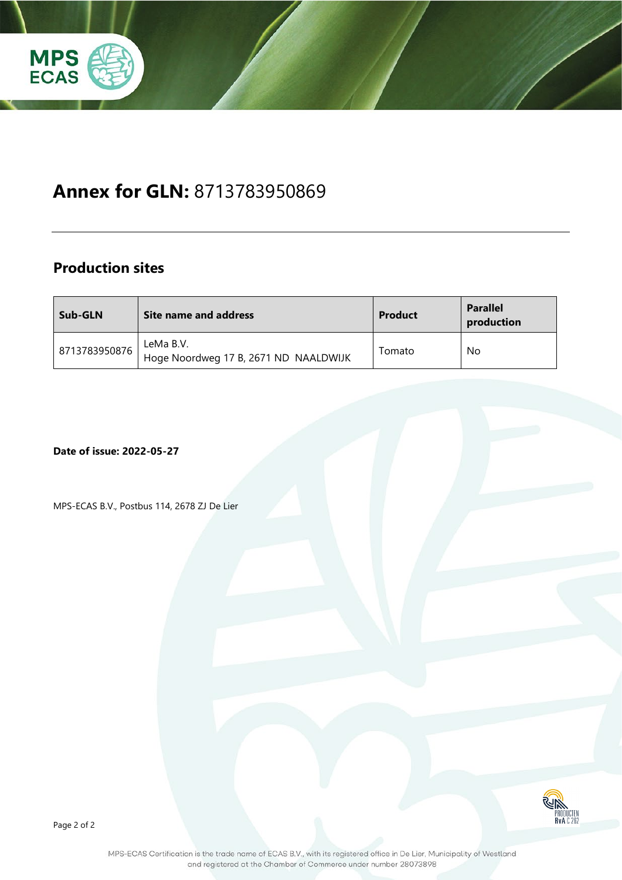# **Annex for GLN:** 8713783950869

## Production sites

| Sub-GLN | Site name and address | Product | Parallel production |
|---|---|---|---|
| 8713783950876 | LeMa B.V.<br>Hoge Noordweg 17 B, 2671 ND NAALDWIJK | Tomato | No |

**Date of issue: 2022-05-27**

MPS-ECAS B.V., Postbus 114, 2678 ZJ De Lier

MPS-ECAS Certification is the trade name of ECAS B.V., with its registered office in De Lier, Municipality of Westland and registered at the Chamber of Commerce under number 28073898